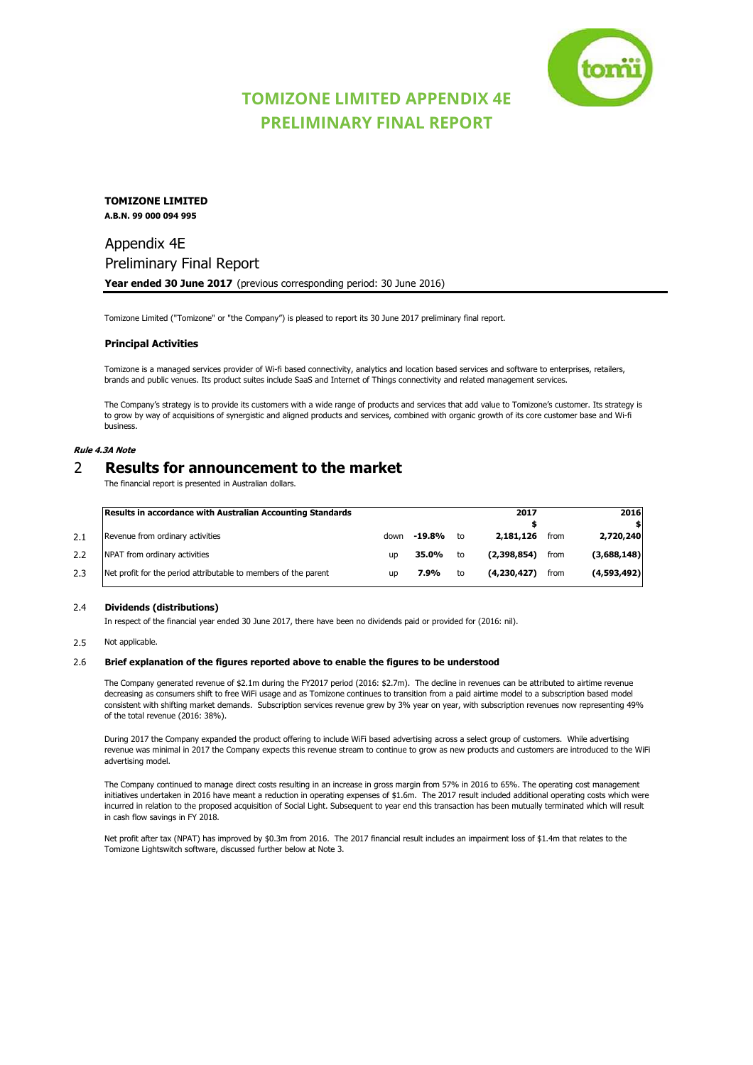# TOMIZONE LIMITED APPENDIX 4E
# PRELIMINARY FINAL REPORT

**TOMIZONE LIMITED**
**A.B.N. 99 000 094 995**

## Appendix 4E
## Preliminary Final Report

**Year ended 30 June 2017** (previous corresponding period: 30 June 2016)

Tomizone Limited ("Tomizone" or "the Company") is pleased to report its 30 June 2017 preliminary final report.

### Principal Activities

Tomizone is a managed services provider of Wi-fi based connectivity, analytics and location based services and software to enterprises, retailers, brands and public venues. Its product suites include SaaS and Internet of Things connectivity and related management services.

The Company's strategy is to provide its customers with a wide range of products and services that add value to Tomizone's customer. Its strategy is to grow by way of acquisitions of synergistic and aligned products and services, combined with organic growth of its core customer base and Wi-fi business.

***Rule 4.3A Note***

## 2 Results for announcement to the market

The financial report is presented in Australian dollars.

| | Results in accordance with Australian Accounting Standards | | | | 2017 | | 2016 |
|---|---|---|---|---|---|---|---|
| | | | | | $ | | $ |
| 2.1 | Revenue from ordinary activities | down | -19.8% | to | 2,181,126 | from | 2,720,240 |
| 2.2 | NPAT from ordinary activities | up | 35.0% | to | (2,398,854) | from | (3,688,148) |
| 2.3 | Net profit for the period attributable to members of the parent | up | 7.9% | to | (4,230,427) | from | (4,593,492) |

2.4 **Dividends (distributions)**

In respect of the financial year ended 30 June 2017, there have been no dividends paid or provided for (2016: nil).

2.5 Not applicable.

2.6 **Brief explanation of the figures reported above to enable the figures to be understood**

The Company generated revenue of $2.1m during the FY2017 period (2016: $2.7m). The decline in revenues can be attributed to airtime revenue decreasing as consumers shift to free WiFi usage and as Tomizone continues to transition from a paid airtime model to a subscription based model consistent with shifting market demands. Subscription services revenue grew by 3% year on year, with subscription revenues now representing 49% of the total revenue (2016: 38%).

During 2017 the Company expanded the product offering to include WiFi based advertising across a select group of customers. While advertising revenue was minimal in 2017 the Company expects this revenue stream to continue to grow as new products and customers are introduced to the WiFi advertising model.

The Company continued to manage direct costs resulting in an increase in gross margin from 57% in 2016 to 65%. The operating cost management initiatives undertaken in 2016 have meant a reduction in operating expenses of $1.6m. The 2017 result included additional operating costs which were incurred in relation to the proposed acquisition of Social Light. Subsequent to year end this transaction has been mutually terminated which will result in cash flow savings in FY 2018.

Net profit after tax (NPAT) has improved by $0.3m from 2016. The 2017 financial result includes an impairment loss of $1.4m that relates to the Tomizone Lightswitch software, discussed further below at Note 3.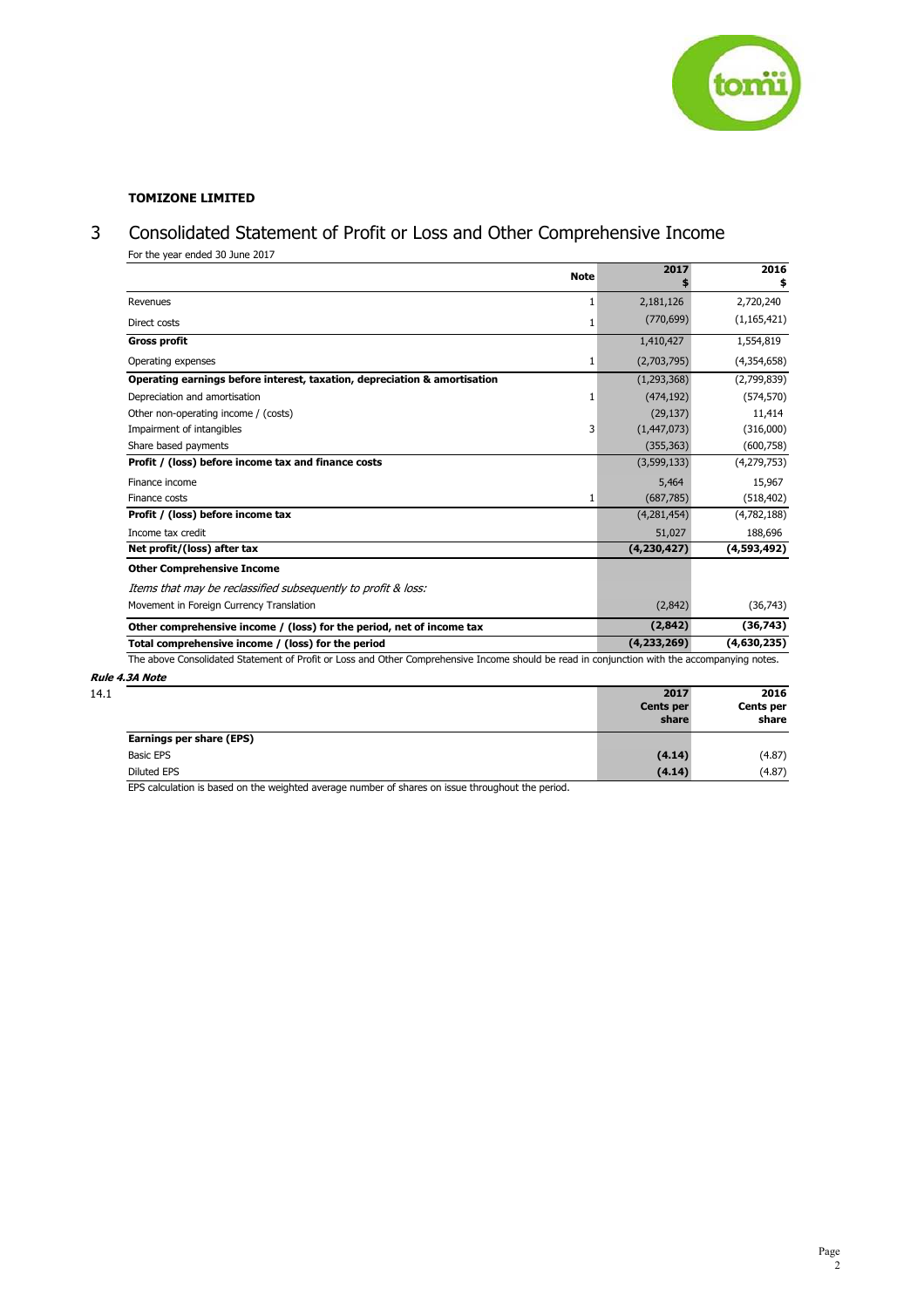**TOMIZONE LIMITED**

# 3 Consolidated Statement of Profit or Loss and Other Comprehensive Income

For the year ended 30 June 2017

| | Note | 2017<br>$ | 2016<br>$ |
|---|---|---|---|
| Revenues | 1 | 2,181,126 | 2,720,240 |
| Direct costs | 1 | (770,699) | (1,165,421) |
| **Gross profit** | | 1,410,427 | 1,554,819 |
| Operating expenses | 1 | (2,703,795) | (4,354,658) |
| **Operating earnings before interest, taxation, depreciation & amortisation** | | (1,293,368) | (2,799,839) |
| Depreciation and amortisation | 1 | (474,192) | (574,570) |
| Other non-operating income / (costs) | | (29,137) | 11,414 |
| Impairment of intangibles | 3 | (1,447,073) | (316,000) |
| Share based payments | | (355,363) | (600,758) |
| **Profit / (loss) before income tax and finance costs** | | (3,599,133) | (4,279,753) |
| Finance income | | 5,464 | 15,967 |
| Finance costs | 1 | (687,785) | (518,402) |
| **Profit / (loss) before income tax** | | (4,281,454) | (4,782,188) |
| Income tax credit | | 51,027 | 188,696 |
| **Net profit/(loss) after tax** | | **(4,230,427)** | **(4,593,492)** |
| **Other Comprehensive Income** | | | |
| *Items that may be reclassified subsequently to profit & loss:* | | | |
| Movement in Foreign Currency Translation | | (2,842) | (36,743) |
| **Other comprehensive income / (loss) for the period, net of income tax** | | **(2,842)** | **(36,743)** |
| **Total comprehensive income / (loss) for the period** | | **(4,233,269)** | **(4,630,235)** |

The above Consolidated Statement of Profit or Loss and Other Comprehensive Income should be read in conjunction with the accompanying notes.

***Rule 4.3A Note***

14.1

| | 2017<br>Cents per share | 2016<br>Cents per share |
|---|---|---|
| **Earnings per share (EPS)** | | |
| Basic EPS | **(4.14)** | (4.87) |
| Diluted EPS | **(4.14)** | (4.87) |

EPS calculation is based on the weighted average number of shares on issue throughout the period.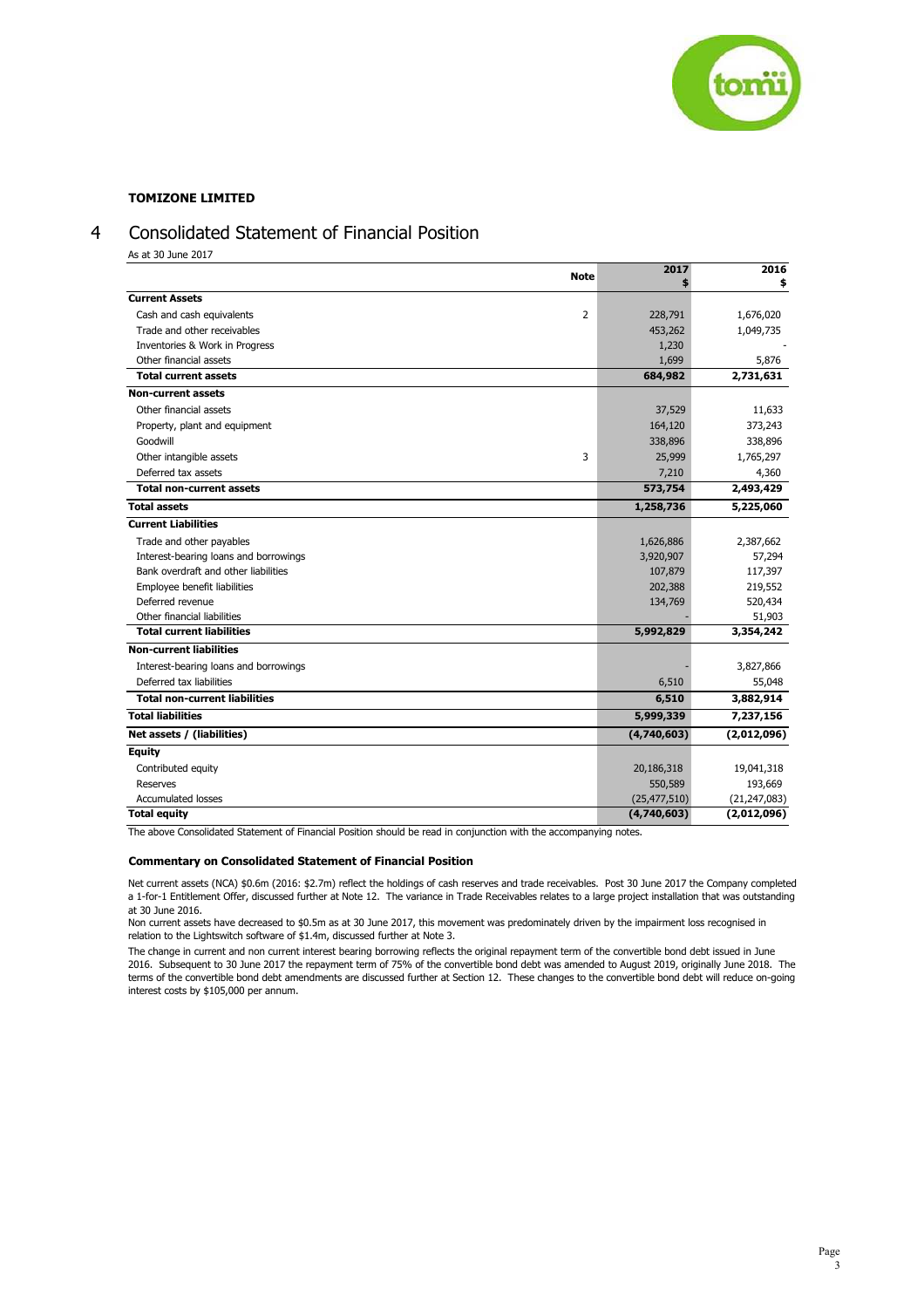**TOMIZONE LIMITED**

# 4 Consolidated Statement of Financial Position

As at 30 June 2017

| | Note | 2017<br>$ | 2016<br>$ |
|---|---|---|---|
| **Current Assets** | | | |
| Cash and cash equivalents | 2 | 228,791 | 1,676,020 |
| Trade and other receivables | | 453,262 | 1,049,735 |
| Inventories & Work in Progress | | 1,230 | - |
| Other financial assets | | 1,699 | 5,876 |
| **Total current assets** | | **684,982** | **2,731,631** |
| **Non-current assets** | | | |
| Other financial assets | | 37,529 | 11,633 |
| Property, plant and equipment | | 164,120 | 373,243 |
| Goodwill | | 338,896 | 338,896 |
| Other intangible assets | 3 | 25,999 | 1,765,297 |
| Deferred tax assets | | 7,210 | 4,360 |
| **Total non-current assets** | | **573,754** | **2,493,429** |
| **Total assets** | | **1,258,736** | **5,225,060** |
| **Current Liabilities** | | | |
| Trade and other payables | | 1,626,886 | 2,387,662 |
| Interest-bearing loans and borrowings | | 3,920,907 | 57,294 |
| Bank overdraft and other liabilities | | 107,879 | 117,397 |
| Employee benefit liabilities | | 202,388 | 219,552 |
| Deferred revenue | | 134,769 | 520,434 |
| Other financial liabilities | | - | 51,903 |
| **Total current liabilities** | | **5,992,829** | **3,354,242** |
| **Non-current liabilities** | | | |
| Interest-bearing loans and borrowings | | - | 3,827,866 |
| Deferred tax liabilities | | 6,510 | 55,048 |
| **Total non-current liabilities** | | **6,510** | **3,882,914** |
| **Total liabilities** | | **5,999,339** | **7,237,156** |
| **Net assets / (liabilities)** | | **(4,740,603)** | **(2,012,096)** |
| **Equity** | | | |
| Contributed equity | | 20,186,318 | 19,041,318 |
| Reserves | | 550,589 | 193,669 |
| Accumulated losses | | (25,477,510) | (21,247,083) |
| **Total equity** | | **(4,740,603)** | **(2,012,096)** |

The above Consolidated Statement of Financial Position should be read in conjunction with the accompanying notes.

**Commentary on Consolidated Statement of Financial Position**

Net current assets (NCA) $0.6m (2016: $2.7m) reflect the holdings of cash reserves and trade receivables. Post 30 June 2017 the Company completed a 1-for-1 Entitlement Offer, discussed further at Note 12. The variance in Trade Receivables relates to a large project installation that was outstanding at 30 June 2016.

Non current assets have decreased to $0.5m as at 30 June 2017, this movement was predominately driven by the impairment loss recognised in relation to the Lightswitch software of $1.4m, discussed further at Note 3.

The change in current and non current interest bearing borrowing reflects the original repayment term of the convertible bond debt issued in June 2016. Subsequent to 30 June 2017 the repayment term of 75% of the convertible bond debt was amended to August 2019, originally June 2018. The terms of the convertible bond debt amendments are discussed further at Section 12. These changes to the convertible bond debt will reduce on-going interest costs by $105,000 per annum.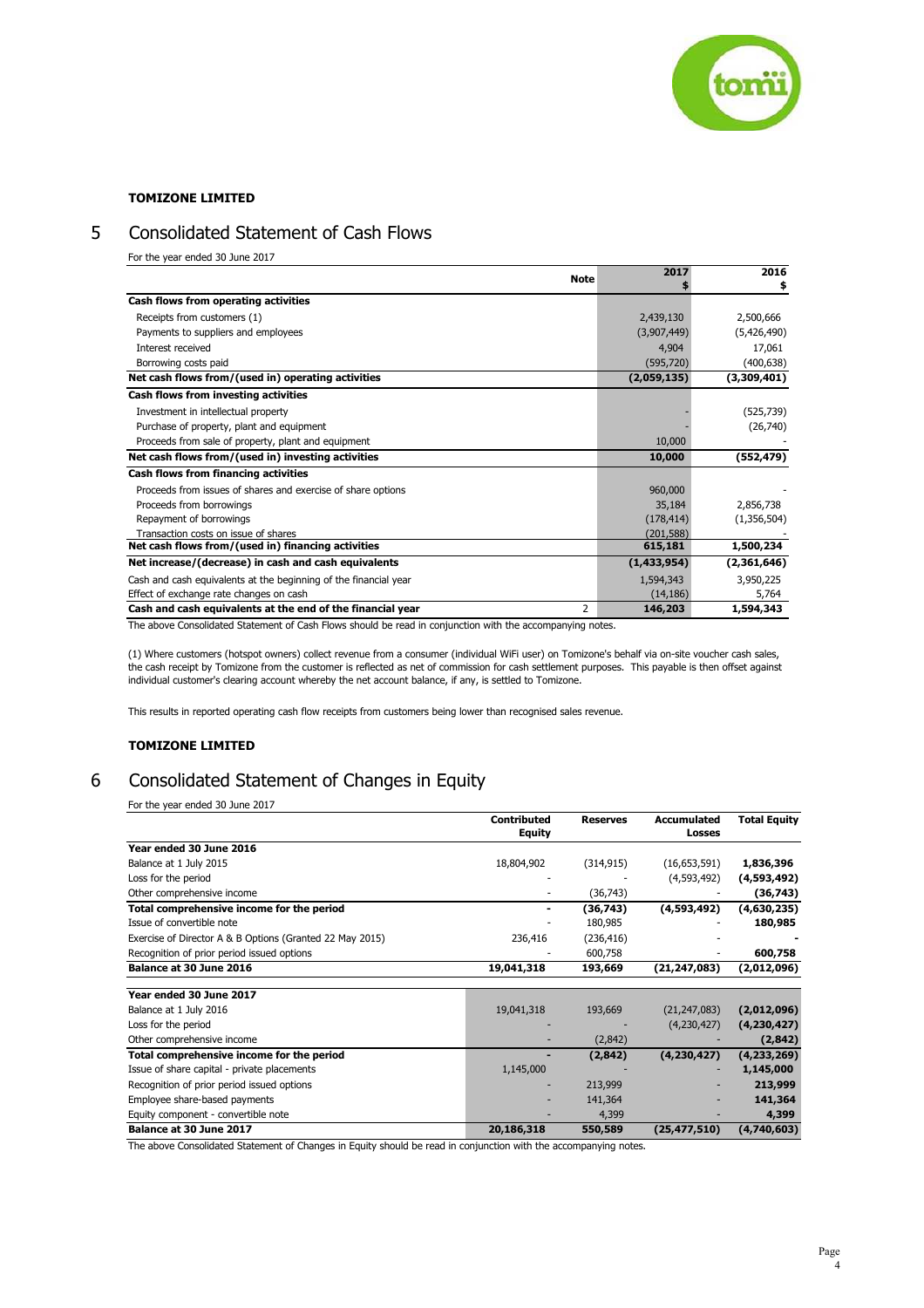**TOMIZONE LIMITED**

# 5 Consolidated Statement of Cash Flows

For the year ended 30 June 2017

| | Note | 2017<br>$ | 2016<br>$ |
|---|---|---|---|
| **Cash flows from operating activities** | | | |
| Receipts from customers (1) | | 2,439,130 | 2,500,666 |
| Payments to suppliers and employees | | (3,907,449) | (5,426,490) |
| Interest received | | 4,904 | 17,061 |
| Borrowing costs paid | | (595,720) | (400,638) |
| **Net cash flows from/(used in) operating activities** | | **(2,059,135)** | **(3,309,401)** |
| **Cash flows from investing activities** | | | |
| Investment in intellectual property | | - | (525,739) |
| Purchase of property, plant and equipment | | - | (26,740) |
| Proceeds from sale of property, plant and equipment | | 10,000 | - |
| **Net cash flows from/(used in) investing activities** | | **10,000** | **(552,479)** |
| **Cash flows from financing activities** | | | |
| Proceeds from issues of shares and exercise of share options | | 960,000 | - |
| Proceeds from borrowings | | 35,184 | 2,856,738 |
| Repayment of borrowings | | (178,414) | (1,356,504) |
| Transaction costs on issue of shares | | (201,588) | - |
| **Net cash flows from/(used in) financing activities** | | **615,181** | **1,500,234** |
| **Net increase/(decrease) in cash and cash equivalents** | | **(1,433,954)** | **(2,361,646)** |
| Cash and cash equivalents at the beginning of the financial year | | 1,594,343 | 3,950,225 |
| Effect of exchange rate changes on cash | | (14,186) | 5,764 |
| **Cash and cash equivalents at the end of the financial year** | 2 | **146,203** | **1,594,343** |

The above Consolidated Statement of Cash Flows should be read in conjunction with the accompanying notes.

(1) Where customers (hotspot owners) collect revenue from a consumer (individual WiFi user) on Tomizone's behalf via on-site voucher cash sales, the cash receipt by Tomizone from the customer is reflected as net of commission for cash settlement purposes. This payable is then offset against individual customer's clearing account whereby the net account balance, if any, is settled to Tomizone.

This results in reported operating cash flow receipts from customers being lower than recognised sales revenue.

**TOMIZONE LIMITED**

# 6 Consolidated Statement of Changes in Equity

For the year ended 30 June 2017

| | Contributed Equity | Reserves | Accumulated Losses | Total Equity |
|---|---|---|---|---|
| **Year ended 30 June 2016** | | | | |
| Balance at 1 July 2015 | 18,804,902 | (314,915) | (16,653,591) | **1,836,396** |
| Loss for the period | - | - | (4,593,492) | **(4,593,492)** |
| Other comprehensive income | - | (36,743) | - | **(36,743)** |
| **Total comprehensive income for the period** | **-** | **(36,743)** | **(4,593,492)** | **(4,630,235)** |
| Issue of convertible note | - | 180,985 | - | **180,985** |
| Exercise of Director A & B Options (Granted 22 May 2015) | 236,416 | (236,416) | - | **-** |
| Recognition of prior period issued options | - | 600,758 | - | **600,758** |
| **Balance at 30 June 2016** | **19,041,318** | **193,669** | **(21,247,083)** | **(2,012,096)** |
| **Year ended 30 June 2017** | | | | |
| Balance at 1 July 2016 | 19,041,318 | 193,669 | (21,247,083) | **(2,012,096)** |
| Loss for the period | - | - | (4,230,427) | **(4,230,427)** |
| Other comprehensive income | - | (2,842) | - | **(2,842)** |
| **Total comprehensive income for the period** | **-** | **(2,842)** | **(4,230,427)** | **(4,233,269)** |
| Issue of share capital - private placements | 1,145,000 | - | - | **1,145,000** |
| Recognition of prior period issued options | - | 213,999 | - | **213,999** |
| Employee share-based payments | - | 141,364 | - | **141,364** |
| Equity component - convertible note | - | 4,399 | - | **4,399** |
| **Balance at 30 June 2017** | **20,186,318** | **550,589** | **(25,477,510)** | **(4,740,603)** |

The above Consolidated Statement of Changes in Equity should be read in conjunction with the accompanying notes.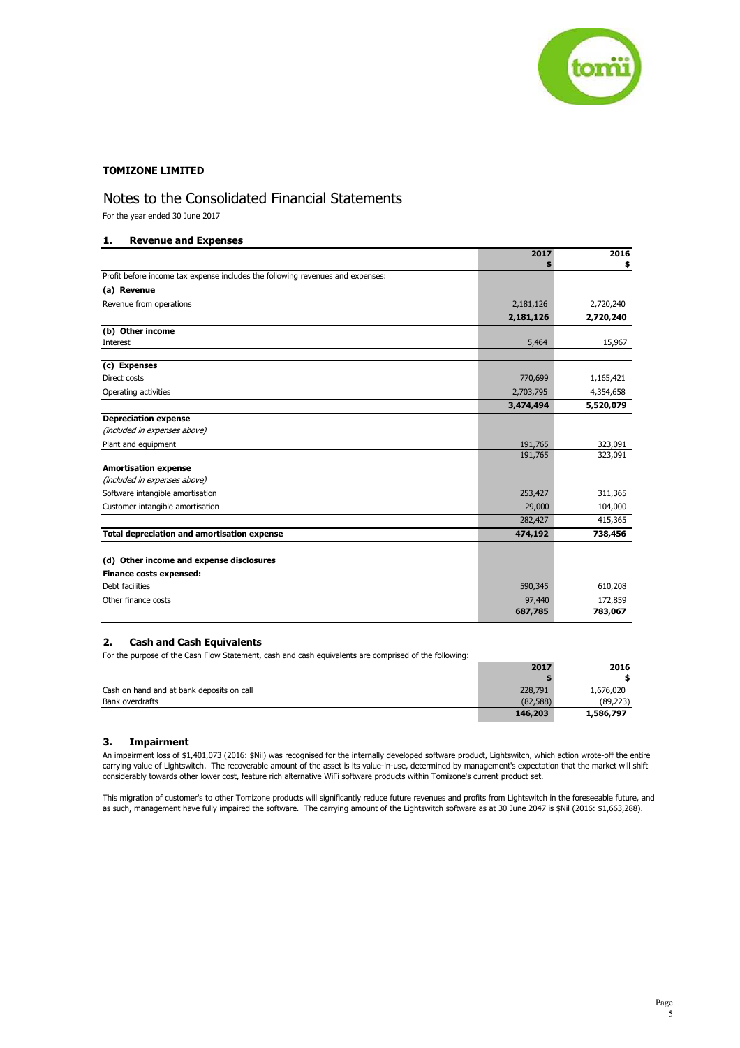**TOMIZONE LIMITED**

# Notes to the Consolidated Financial Statements

For the year ended 30 June 2017

## 1. Revenue and Expenses

| | 2017<br>$ | 2016<br>$ |
|---|---|---|
| Profit before income tax expense includes the following revenues and expenses: | | |
| **(a) Revenue** | | |
| Revenue from operations | 2,181,126 | 2,720,240 |
| | **2,181,126** | **2,720,240** |
| **(b) Other income** | | |
| Interest | 5,464 | 15,967 |
| **(c) Expenses** | | |
| Direct costs | 770,699 | 1,165,421 |
| Operating activities | 2,703,795 | 4,354,658 |
| | **3,474,494** | **5,520,079** |
| **Depreciation expense** | | |
| *(included in expenses above)* | | |
| Plant and equipment | 191,765 | 323,091 |
| | 191,765 | 323,091 |
| **Amortisation expense** | | |
| *(included in expenses above)* | | |
| Software intangible amortisation | 253,427 | 311,365 |
| Customer intangible amortisation | 29,000 | 104,000 |
| | 282,427 | 415,365 |
| **Total depreciation and amortisation expense** | **474,192** | **738,456** |
| **(d) Other income and expense disclosures** | | |
| **Finance costs expensed:** | | |
| Debt facilities | 590,345 | 610,208 |
| Other finance costs | 97,440 | 172,859 |
| | **687,785** | **783,067** |

## 2. Cash and Cash Equivalents

For the purpose of the Cash Flow Statement, cash and cash equivalents are comprised of the following:

| | 2017<br>$ | 2016<br>$ |
|---|---|---|
| Cash on hand and at bank deposits on call | 228,791 | 1,676,020 |
| Bank overdrafts | (82,588) | (89,223) |
| | **146,203** | **1,586,797** |

## 3. Impairment

An impairment loss of $1,401,073 (2016: $Nil) was recognised for the internally developed software product, Lightswitch, which action wrote-off the entire carrying value of Lightswitch. The recoverable amount of the asset is its value-in-use, determined by management's expectation that the market will shift considerably towards other lower cost, feature rich alternative WiFi software products within Tomizone's current product set.

This migration of customer's to other Tomizone products will significantly reduce future revenues and profits from Lightswitch in the foreseeable future, and as such, management have fully impaired the software. The carrying amount of the Lightswitch software as at 30 June 2047 is $Nil (2016: $1,663,288).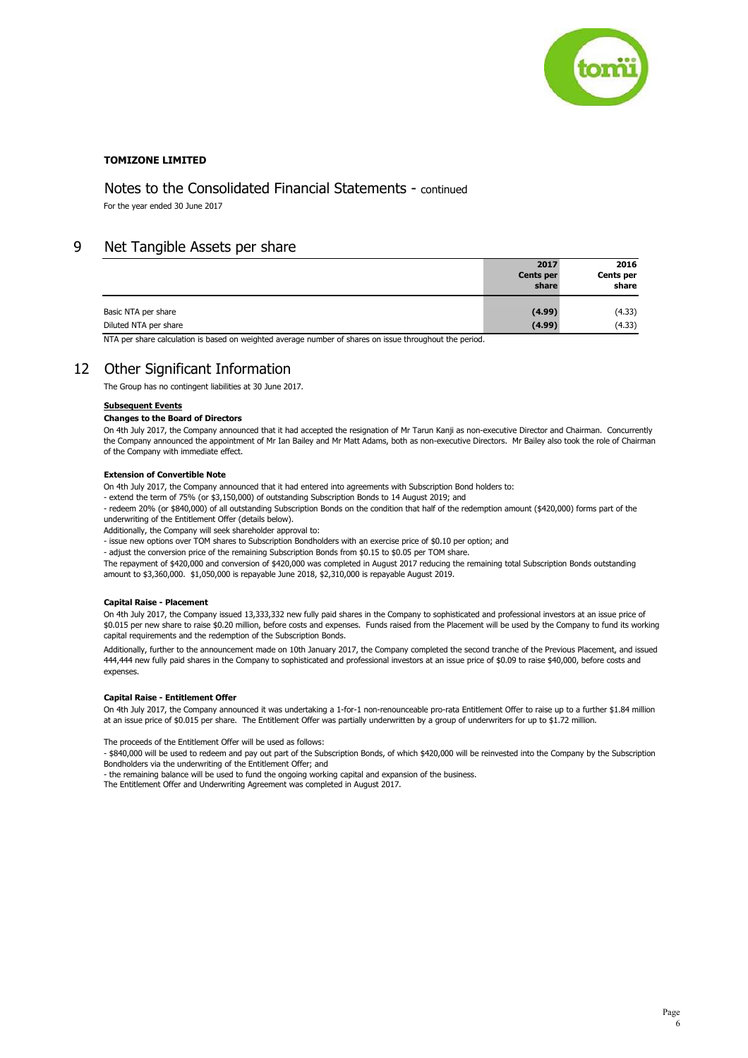**TOMIZONE LIMITED**

# Notes to the Consolidated Financial Statements - continued

For the year ended 30 June 2017

## 9 Net Tangible Assets per share

| | 2017 Cents per share | 2016 Cents per share |
|---|---|---|
| Basic NTA per share | **(4.99)** | (4.33) |
| Diluted NTA per share | **(4.99)** | (4.33) |

NTA per share calculation is based on weighted average number of shares on issue throughout the period.

## 12 Other Significant Information

The Group has no contingent liabilities at 30 June 2017.

**Subsequent Events**

**Changes to the Board of Directors**

On 4th July 2017, the Company announced that it had accepted the resignation of Mr Tarun Kanji as non-executive Director and Chairman. Concurrently the Company announced the appointment of Mr Ian Bailey and Mr Matt Adams, both as non-executive Directors. Mr Bailey also took the role of Chairman of the Company with immediate effect.

**Extension of Convertible Note**

On 4th July 2017, the Company announced that it had entered into agreements with Subscription Bond holders to:

- extend the term of 75% (or $3,150,000) of outstanding Subscription Bonds to 14 August 2019; and
- redeem 20% (or $840,000) of all outstanding Subscription Bonds on the condition that half of the redemption amount ($420,000) forms part of the underwriting of the Entitlement Offer (details below).

Additionally, the Company will seek shareholder approval to:

- issue new options over TOM shares to Subscription Bondholders with an exercise price of $0.10 per option; and
- adjust the conversion price of the remaining Subscription Bonds from $0.15 to $0.05 per TOM share.

The repayment of $420,000 and conversion of $420,000 was completed in August 2017 reducing the remaining total Subscription Bonds outstanding amount to $3,360,000. $1,050,000 is repayable June 2018, $2,310,000 is repayable August 2019.

**Capital Raise - Placement**

On 4th July 2017, the Company issued 13,333,332 new fully paid shares in the Company to sophisticated and professional investors at an issue price of $0.015 per new share to raise $0.20 million, before costs and expenses. Funds raised from the Placement will be used by the Company to fund its working capital requirements and the redemption of the Subscription Bonds.

Additionally, further to the announcement made on 10th January 2017, the Company completed the second tranche of the Previous Placement, and issued 444,444 new fully paid shares in the Company to sophisticated and professional investors at an issue price of $0.09 to raise $40,000, before costs and expenses.

**Capital Raise - Entitlement Offer**

On 4th July 2017, the Company announced it was undertaking a 1-for-1 non-renounceable pro-rata Entitlement Offer to raise up to a further $1.84 million at an issue price of $0.015 per share. The Entitlement Offer was partially underwritten by a group of underwriters for up to $1.72 million.

The proceeds of the Entitlement Offer will be used as follows:

- $840,000 will be used to redeem and pay out part of the Subscription Bonds, of which $420,000 will be reinvested into the Company by the Subscription Bondholders via the underwriting of the Entitlement Offer; and
- the remaining balance will be used to fund the ongoing working capital and expansion of the business.

The Entitlement Offer and Underwriting Agreement was completed in August 2017.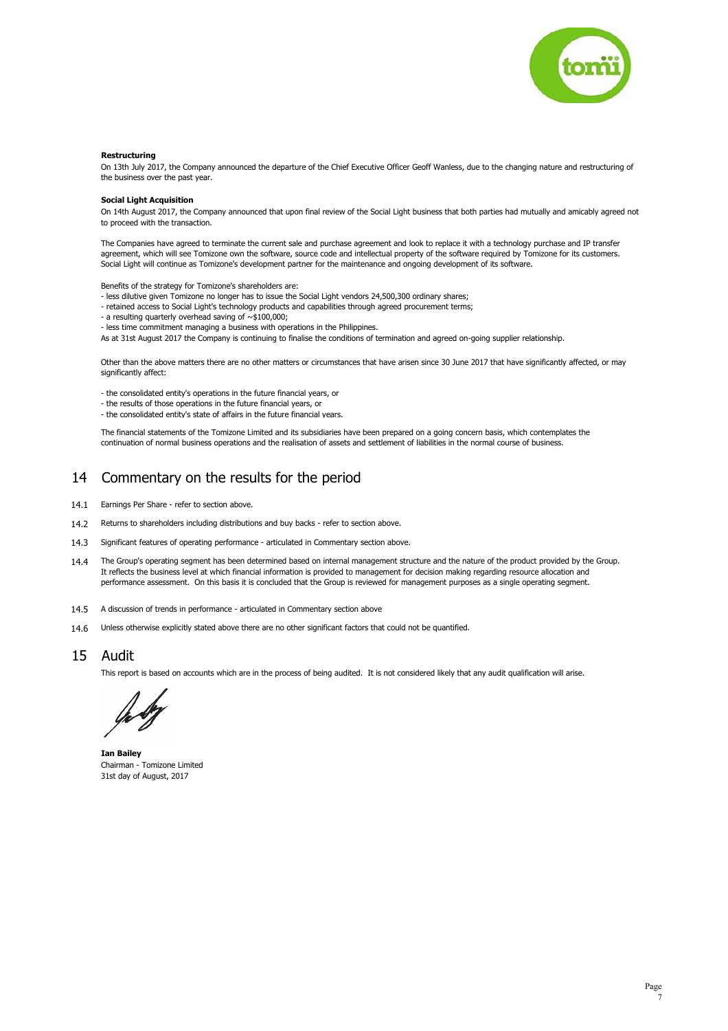**Restructuring**

On 13th July 2017, the Company announced the departure of the Chief Executive Officer Geoff Wanless, due to the changing nature and restructuring of the business over the past year.

**Social Light Acquisition**

On 14th August 2017, the Company announced that upon final review of the Social Light business that both parties had mutually and amicably agreed not to proceed with the transaction.

The Companies have agreed to terminate the current sale and purchase agreement and look to replace it with a technology purchase and IP transfer agreement, which will see Tomizone own the software, source code and intellectual property of the software required by Tomizone for its customers. Social Light will continue as Tomizone's development partner for the maintenance and ongoing development of its software.

Benefits of the strategy for Tomizone's shareholders are:

- less dilutive given Tomizone no longer has to issue the Social Light vendors 24,500,300 ordinary shares;
- retained access to Social Light's technology products and capabilities through agreed procurement terms;
- a resulting quarterly overhead saving of ~$100,000;
- less time commitment managing a business with operations in the Philippines.

As at 31st August 2017 the Company is continuing to finalise the conditions of termination and agreed on-going supplier relationship.

Other than the above matters there are no other matters or circumstances that have arisen since 30 June 2017 that have significantly affected, or may significantly affect:

- the consolidated entity's operations in the future financial years, or
- the results of those operations in the future financial years, or
- the consolidated entity's state of affairs in the future financial years.

The financial statements of the Tomizone Limited and its subsidiaries have been prepared on a going concern basis, which contemplates the continuation of normal business operations and the realisation of assets and settlement of liabilities in the normal course of business.

## 14 Commentary on the results for the period

14.1 Earnings Per Share - refer to section above.

14.2 Returns to shareholders including distributions and buy backs - refer to section above.

14.3 Significant features of operating performance - articulated in Commentary section above.

14.4 The Group's operating segment has been determined based on internal management structure and the nature of the product provided by the Group. It reflects the business level at which financial information is provided to management for decision making regarding resource allocation and performance assessment. On this basis it is concluded that the Group is reviewed for management purposes as a single operating segment.

14.5 A discussion of trends in performance - articulated in Commentary section above

14.6 Unless otherwise explicitly stated above there are no other significant factors that could not be quantified.

## 15 Audit

This report is based on accounts which are in the process of being audited. It is not considered likely that any audit qualification will arise.

**Ian Bailey**
Chairman - Tomizone Limited
31st day of August, 2017